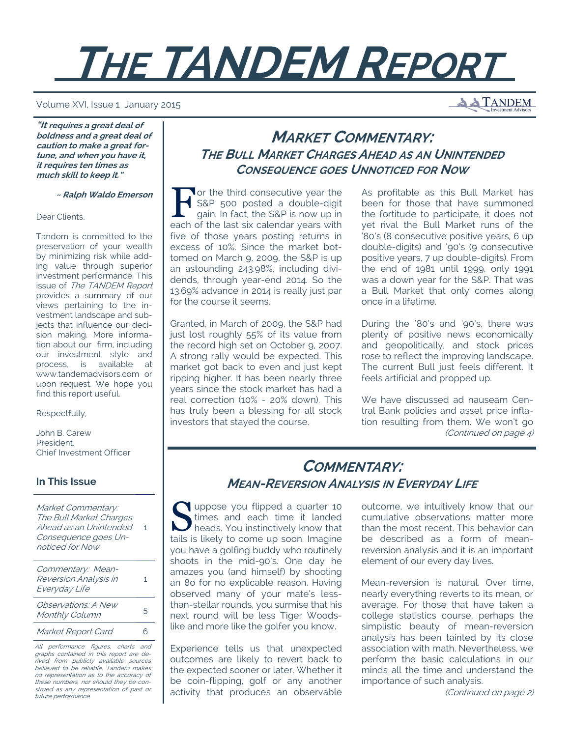# THE TANDEM REPORT

Volume XVI, Issue 1 January 2015

***"It requires a great deal of boldness and a great deal of caution to make a great fortune, and when you have it, it requires ten times as much skill to keep it."***

***~ Ralph Waldo Emerson***

Dear Clients,

Tandem is committed to the preservation of your wealth by minimizing risk while adding value through superior investment performance. This issue of *The TANDEM Report* provides a summary of our views pertaining to the investment landscape and subjects that influence our decision making. More information about our firm, including our investment style and process, is available at www.tandemadvisors.com or upon request. We hope you find this report useful.

Respectfully,

John B. Carew
President,
Chief Investment Officer

### In This Issue

| | |
|---|---|
| *Market Commentary: The Bull Market Charges Ahead as an Unintended Consequence goes Unnoticed for Now* | 1 |
| *Commentary: Mean-Reversion Analysis in Everyday Life* | 1 |
| *Observations: A New Monthly Column* | 5 |
| *Market Report Card* | 6 |

*All performance figures, charts and graphs contained in this report are derived from publicly available sources believed to be reliable. Tandem makes no representation as to the accuracy of these numbers, nor should they be construed as any representation of past or future performance.*

## MARKET COMMENTARY:
## THE BULL MARKET CHARGES AHEAD AS AN UNINTENDED CONSEQUENCE GOES UNNOTICED FOR NOW

For the third consecutive year the S&P 500 posted a double-digit gain. In fact, the S&P is now up in each of the last six calendar years with five of those years posting returns in excess of 10%. Since the market bottomed on March 9, 2009, the S&P is up an astounding 243.98%, including dividends, through year-end 2014. So the 13.69% advance in 2014 is really just par for the course it seems.

Granted, in March of 2009, the S&P had just lost roughly 55% of its value from the record high set on October 9, 2007. A strong rally would be expected. This market got back to even and just kept ripping higher. It has been nearly three years since the stock market has had a real correction (10% - 20% down). This has truly been a blessing for all stock investors that stayed the course.

As profitable as this Bull Market has been for those that have summoned the fortitude to participate, it does not yet rival the Bull Market runs of the '80's (8 consecutive positive years, 6 up double-digits) and '90's (9 consecutive positive years, 7 up double-digits). From the end of 1981 until 1999, only 1991 was a down year for the S&P. That was a Bull Market that only comes along once in a lifetime.

During the '80's and '90's, there was plenty of positive news economically and geopolitically, and stock prices rose to reflect the improving landscape. The current Bull just feels different. It feels artificial and propped up.

We have discussed ad nauseam Central Bank policies and asset price inflation resulting from them. We won't go

*(Continued on page 4)*

## COMMENTARY:
## MEAN-REVERSION ANALYSIS IN EVERYDAY LIFE

Suppose you flipped a quarter 10 times and each time it landed heads. You instinctively know that tails is likely to come up soon. Imagine you have a golfing buddy who routinely shoots in the mid-90's. One day he amazes you (and himself) by shooting an 80 for no explicable reason. Having observed many of your mate's less-than-stellar rounds, you surmise that his next round will be less Tiger Woods-like and more like the golfer you know.

Experience tells us that unexpected outcomes are likely to revert back to the expected sooner or later. Whether it be coin-flipping, golf or any another activity that produces an observable outcome, we intuitively know that our cumulative observations matter more than the most recent. This behavior can be described as a form of mean-reversion analysis and it is an important element of our every day lives.

Mean-reversion is natural. Over time, nearly everything reverts to its mean, or average. For those that have taken a college statistics course, perhaps the simplistic beauty of mean-reversion analysis has been tainted by its close association with math. Nevertheless, we perform the basic calculations in our minds all the time and understand the importance of such analysis.

*(Continued on page 2)*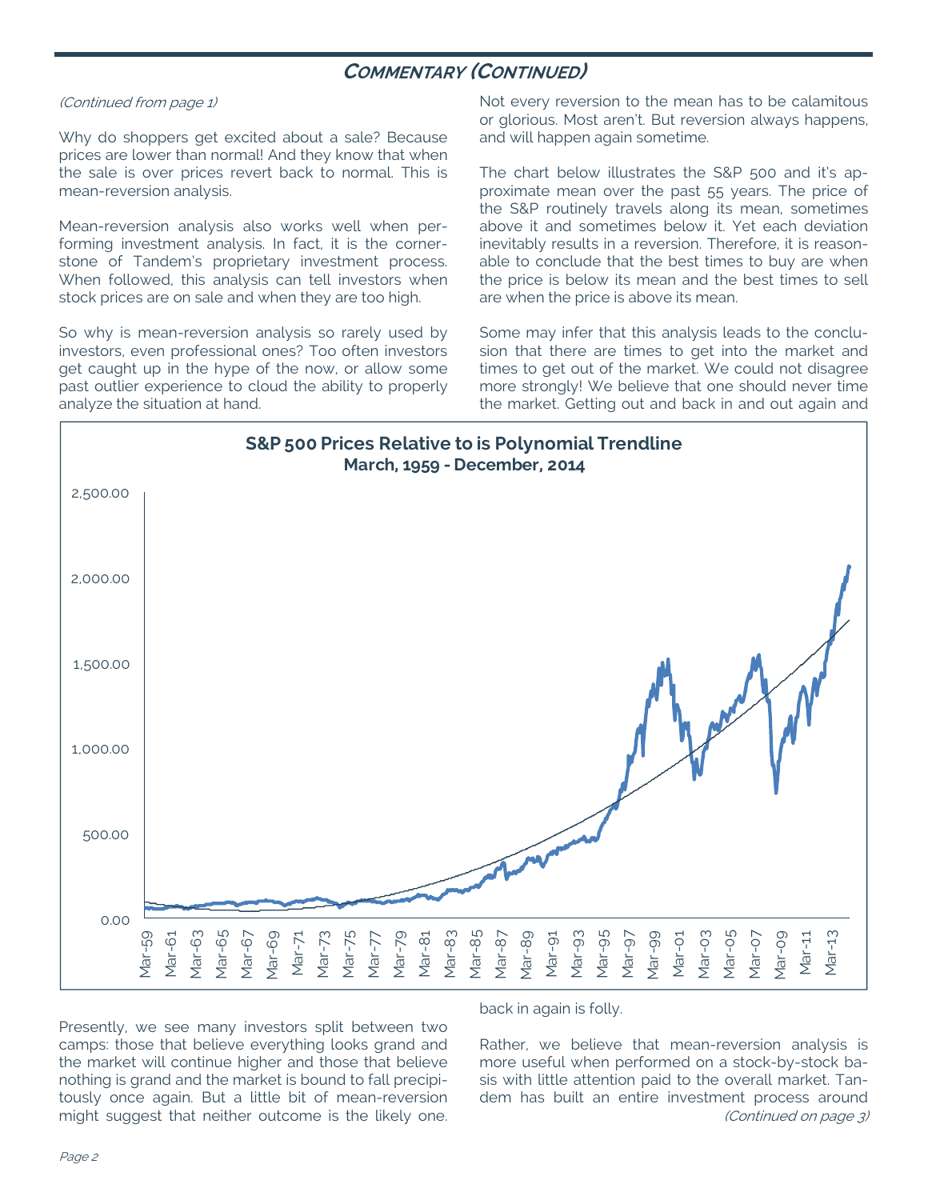## Commentary (Continued)

*(Continued from page 1)*

Why do shoppers get excited about a sale? Because prices are lower than normal! And they know that when the sale is over prices revert back to normal. This is mean-reversion analysis.

Mean-reversion analysis also works well when performing investment analysis. In fact, it is the cornerstone of Tandem's proprietary investment process. When followed, this analysis can tell investors when stock prices are on sale and when they are too high.

So why is mean-reversion analysis so rarely used by investors, even professional ones? Too often investors get caught up in the hype of the now, or allow some past outlier experience to cloud the ability to properly analyze the situation at hand.

Not every reversion to the mean has to be calamitous or glorious. Most aren't. But reversion always happens, and will happen again sometime.

The chart below illustrates the S&P 500 and it's approximate mean over the past 55 years. The price of the S&P routinely travels along its mean, sometimes above it and sometimes below it. Yet each deviation inevitably results in a reversion. Therefore, it is reasonable to conclude that the best times to buy are when the price is below its mean and the best times to sell are when the price is above its mean.

Some may infer that this analysis leads to the conclusion that there are times to get into the market and times to get out of the market. We could not disagree more strongly! We believe that one should never time the market. Getting out and back in and out again and back in again is folly.

**S&P 500 Prices Relative to is Polynomial Trendline**
**March, 1959 - December, 2014**

Presently, we see many investors split between two camps: those that believe everything looks grand and the market will continue higher and those that believe nothing is grand and the market is bound to fall precipitously once again. But a little bit of mean-reversion might suggest that neither outcome is the likely one.

Rather, we believe that mean-reversion analysis is more useful when performed on a stock-by-stock basis with little attention paid to the overall market. Tandem has built an entire investment process around

*(Continued on page 3)*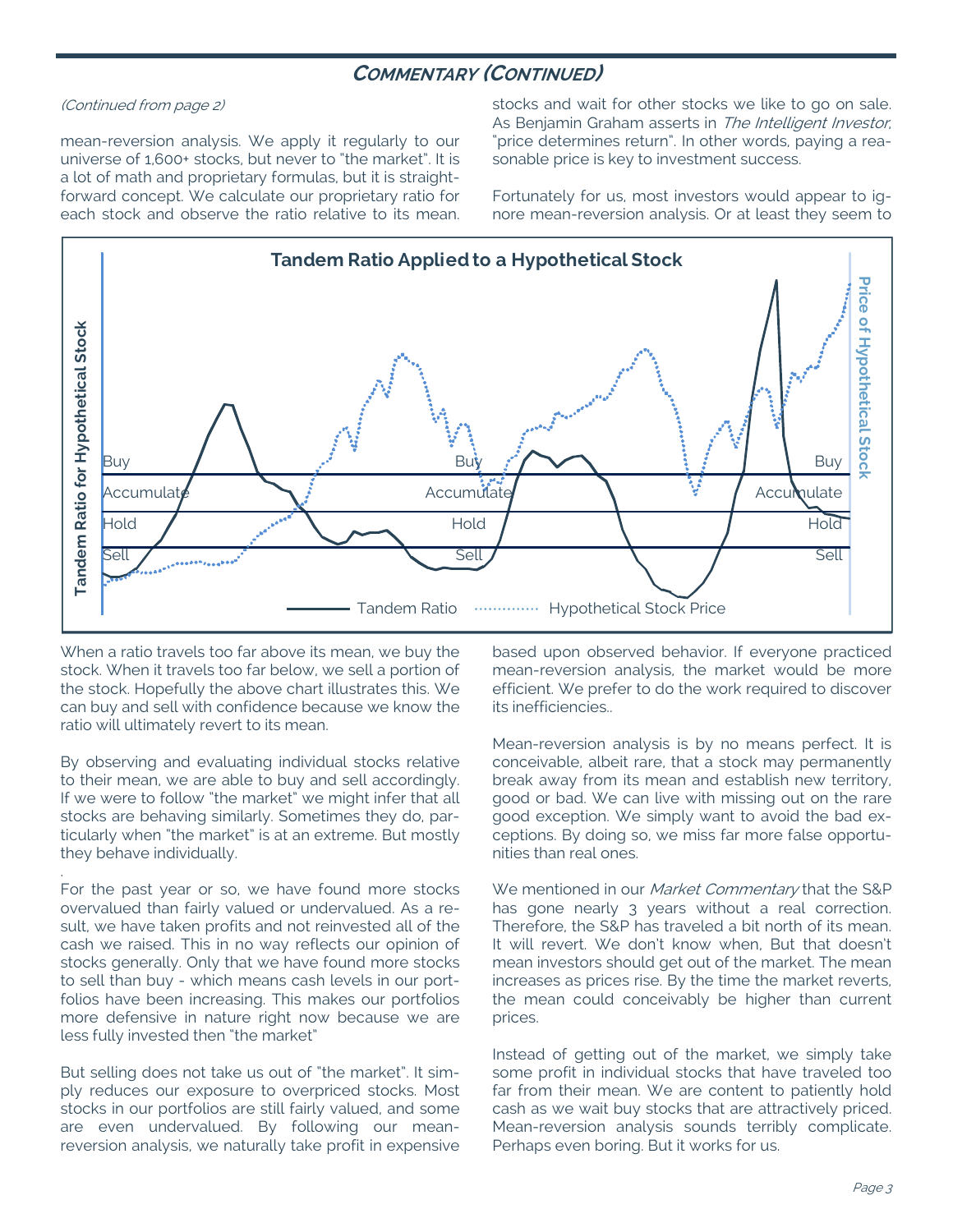## Commentary (Continued)

*(Continued from page 2)*

mean-reversion analysis. We apply it regularly to our universe of 1,600+ stocks, but never to "the market". It is a lot of math and proprietary formulas, but it is straightforward concept. We calculate our proprietary ratio for each stock and observe the ratio relative to its mean. When a ratio travels too far above its mean, we buy the stock. When it travels too far below, we sell a portion of the stock. Hopefully the above chart illustrates this. We can buy and sell with confidence because we know the ratio will ultimately revert to its mean.

By observing and evaluating individual stocks relative to their mean, we are able to buy and sell accordingly. If we were to follow "the market" we might infer that all stocks are behaving similarly. Sometimes they do, particularly when "the market" is at an extreme. But mostly they behave individually.

For the past year or so, we have found more stocks overvalued than fairly valued or undervalued. As a result, we have taken profits and not reinvested all of the cash we raised. This in no way reflects our opinion of stocks generally. Only that we have found more stocks to sell than buy - which means cash levels in our portfolios have been increasing. This makes our portfolios more defensive in nature right now because we are less fully invested then "the market"

But selling does not take us out of "the market". It simply reduces our exposure to overpriced stocks. Most stocks in our portfolios are still fairly valued, and some are even undervalued. By following our mean-reversion analysis, we naturally take profit in expensive stocks and wait for other stocks we like to go on sale. As Benjamin Graham asserts in *The Intelligent Investor*, "price determines return". In other words, paying a reasonable price is key to investment success.

Fortunately for us, most investors would appear to ignore mean-reversion analysis. Or at least they seem to based upon observed behavior. If everyone practiced mean-reversion analysis, the market would be more efficient. We prefer to do the work required to discover its inefficiencies..

Mean-reversion analysis is by no means perfect. It is conceivable, albeit rare, that a stock may permanently break away from its mean and establish new territory, good or bad. We can live with missing out on the rare good exception. We simply want to avoid the bad exceptions. By doing so, we miss far more false opportunities than real ones.

We mentioned in our *Market Commentary* that the S&P has gone nearly 3 years without a real correction. Therefore, the S&P has traveled a bit north of its mean. It will revert. We don't know when, But that doesn't mean investors should get out of the market. The mean increases as prices rise. By the time the market reverts, the mean could conceivably be higher than current prices.

Instead of getting out of the market, we simply take some profit in individual stocks that have traveled too far from their mean. We are content to patiently hold cash as we wait buy stocks that are attractively priced. Mean-reversion analysis sounds terribly complicate. Perhaps even boring. But it works for us.

**Tandem Ratio Applied to a Hypothetical Stock**

(Chart: Tandem Ratio for Hypothetical Stock vs. Price of Hypothetical Stock; levels: Buy, Accumulate, Hold, Sell; legend: Tandem Ratio, Hypothetical Stock Price)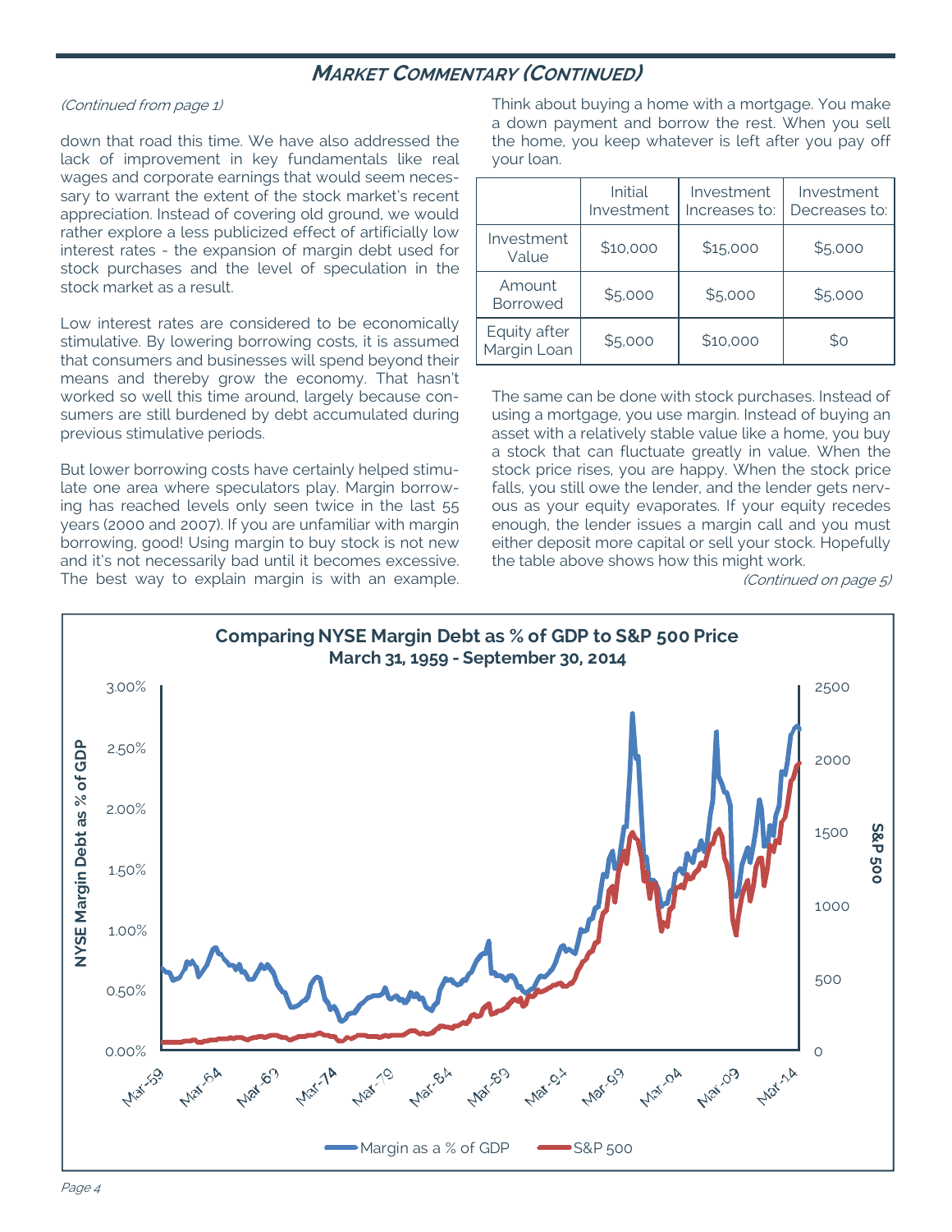## Market Commentary (Continued)

*(Continued from page 1)*

down that road this time. We have also addressed the lack of improvement in key fundamentals like real wages and corporate earnings that would seem necessary to warrant the extent of the stock market's recent appreciation. Instead of covering old ground, we would rather explore a less publicized effect of artificially low interest rates - the expansion of margin debt used for stock purchases and the level of speculation in the stock market as a result.

Low interest rates are considered to be economically stimulative. By lowering borrowing costs, it is assumed that consumers and businesses will spend beyond their means and thereby grow the economy. That hasn't worked so well this time around, largely because consumers are still burdened by debt accumulated during previous stimulative periods.

But lower borrowing costs have certainly helped stimulate one area where speculators play. Margin borrowing has reached levels only seen twice in the last 55 years (2000 and 2007). If you are unfamiliar with margin borrowing, good! Using margin to buy stock is not new and it's not necessarily bad until it becomes excessive. The best way to explain margin is with an example.

Think about buying a home with a mortgage. You make a down payment and borrow the rest. When you sell the home, you keep whatever is left after you pay off your loan.

| | Initial Investment | Investment Increases to: | Investment Decreases to: |
|---|---|---|---|
| Investment Value | $10,000 | $15,000 | $5,000 |
| Amount Borrowed | $5,000 | $5,000 | $5,000 |
| Equity after Margin Loan | $5,000 | $10,000 | $0 |

The same can be done with stock purchases. Instead of using a mortgage, you use margin. Instead of buying an asset with a relatively stable value like a home, you buy a stock that can fluctuate greatly in value. When the stock price rises, you are happy. When the stock price falls, you still owe the lender, and the lender gets nervous as your equity evaporates. If your equity recedes enough, the lender issues a margin call and you must either deposit more capital or sell your stock. Hopefully the table above shows how this might work.

*(Continued on page 5)*

**Comparing NYSE Margin Debt as % of GDP to S&P 500 Price**
**March 31, 1959 - September 30, 2014**

Left axis: NYSE Margin Debt as % of GDP (0.00%–3.00%); Right axis: S&P 500 (0–2500); X-axis: Mar-59 to Mar-14

Legend: Margin as a % of GDP; S&P 500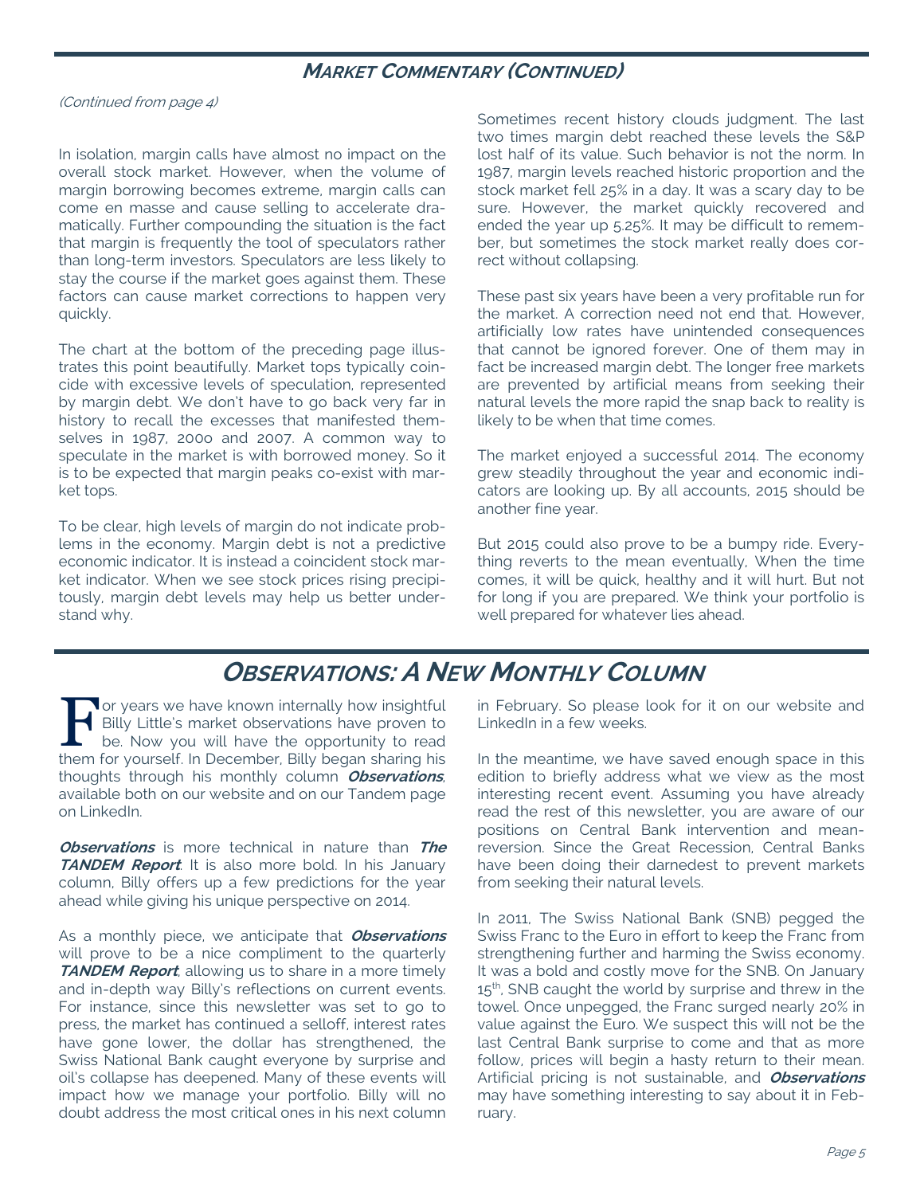## Market Commentary (Continued)

*(Continued from page 4)*

In isolation, margin calls have almost no impact on the overall stock market. However, when the volume of margin borrowing becomes extreme, margin calls can come en masse and cause selling to accelerate dramatically. Further compounding the situation is the fact that margin is frequently the tool of speculators rather than long-term investors. Speculators are less likely to stay the course if the market goes against them. These factors can cause market corrections to happen very quickly.

The chart at the bottom of the preceding page illustrates this point beautifully. Market tops typically coincide with excessive levels of speculation, represented by margin debt. We don't have to go back very far in history to recall the excesses that manifested themselves in 1987, 2000 and 2007. A common way to speculate in the market is with borrowed money. So it is to be expected that margin peaks co-exist with market tops.

To be clear, high levels of margin do not indicate problems in the economy. Margin debt is not a predictive economic indicator. It is instead a coincident stock market indicator. When we see stock prices rising precipitously, margin debt levels may help us better understand why.

Sometimes recent history clouds judgment. The last two times margin debt reached these levels the S&P lost half of its value. Such behavior is not the norm. In 1987, margin levels reached historic proportion and the stock market fell 25% in a day. It was a scary day to be sure. However, the market quickly recovered and ended the year up 5.25%. It may be difficult to remember, but sometimes the stock market really does correct without collapsing.

These past six years have been a very profitable run for the market. A correction need not end that. However, artificially low rates have unintended consequences that cannot be ignored forever. One of them may in fact be increased margin debt. The longer free markets are prevented by artificial means from seeking their natural levels the more rapid the snap back to reality is likely to be when that time comes.

The market enjoyed a successful 2014. The economy grew steadily throughout the year and economic indicators are looking up. By all accounts, 2015 should be another fine year.

But 2015 could also prove to be a bumpy ride. Everything reverts to the mean eventually, When the time comes, it will be quick, healthy and it will hurt. But not for long if you are prepared. We think your portfolio is well prepared for whatever lies ahead.

## Observations: A New Monthly Column

For years we have known internally how insightful Billy Little's market observations have proven to be. Now you will have the opportunity to read them for yourself. In December, Billy began sharing his thoughts through his monthly column ***Observations***, available both on our website and on our Tandem page on LinkedIn.

***Observations*** is more technical in nature than ***The TANDEM Report***. It is also more bold. In his January column, Billy offers up a few predictions for the year ahead while giving his unique perspective on 2014.

As a monthly piece, we anticipate that ***Observations*** will prove to be a nice compliment to the quarterly ***TANDEM Report***, allowing us to share in a more timely and in-depth way Billy's reflections on current events. For instance, since this newsletter was set to go to press, the market has continued a selloff, interest rates have gone lower, the dollar has strengthened, the Swiss National Bank caught everyone by surprise and oil's collapse has deepened. Many of these events will impact how we manage your portfolio. Billy will no doubt address the most critical ones in his next column in February. So please look for it on our website and LinkedIn in a few weeks.

In the meantime, we have saved enough space in this edition to briefly address what we view as the most interesting recent event. Assuming you have already read the rest of this newsletter, you are aware of our positions on Central Bank intervention and mean-reversion. Since the Great Recession, Central Banks have been doing their darnedest to prevent markets from seeking their natural levels.

In 2011, The Swiss National Bank (SNB) pegged the Swiss Franc to the Euro in effort to keep the Franc from strengthening further and harming the Swiss economy. It was a bold and costly move for the SNB. On January 15th, SNB caught the world by surprise and threw in the towel. Once unpegged, the Franc surged nearly 20% in value against the Euro. We suspect this will not be the last Central Bank surprise to come and that as more follow, prices will begin a hasty return to their mean. Artificial pricing is not sustainable, and ***Observations*** may have something interesting to say about it in February.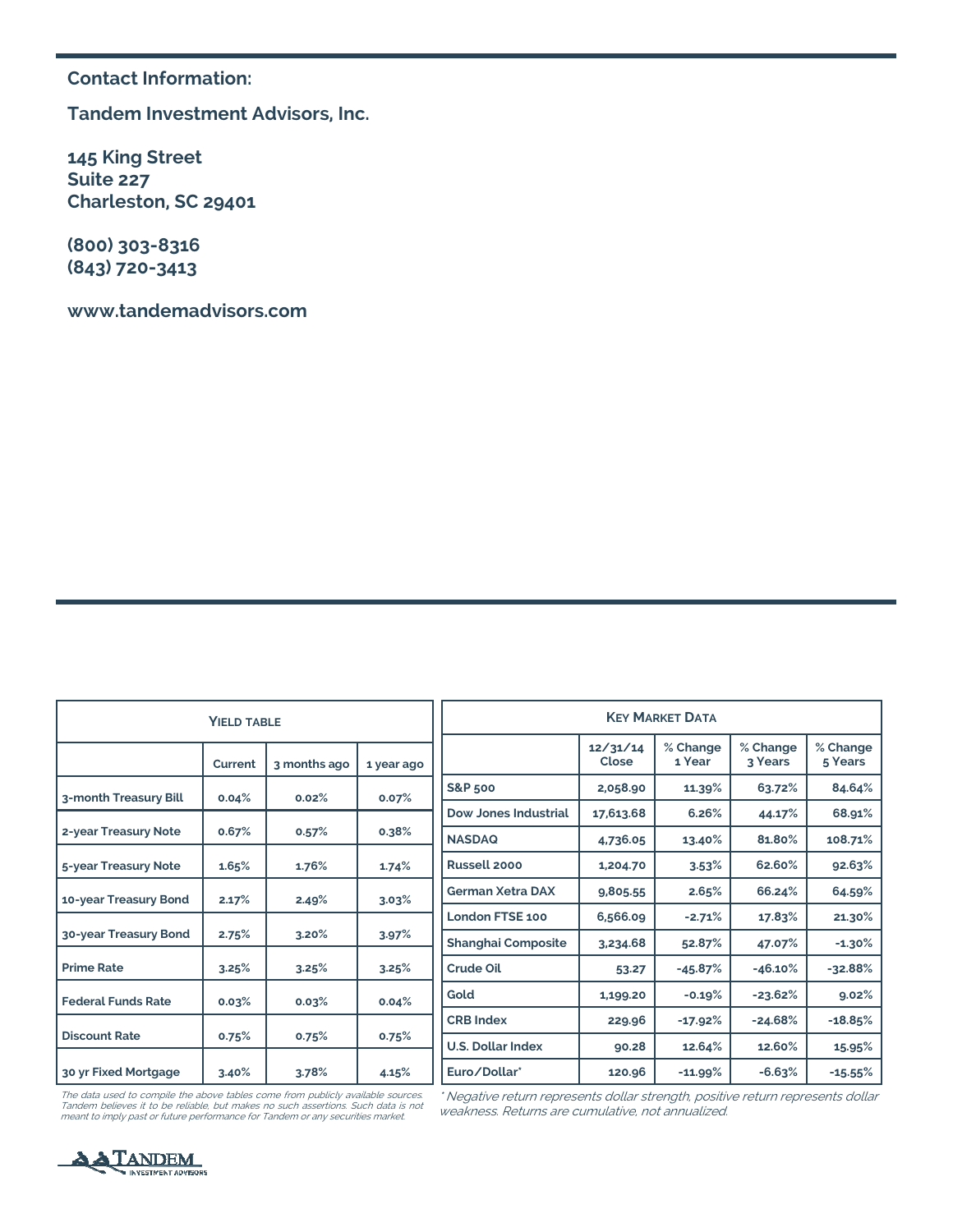**Contact Information:**

**Tandem Investment Advisors, Inc.**

**145 King Street**
**Suite 227**
**Charleston, SC 29401**

**(800) 303-8316**
**(843) 720-3413**

**www.tandemadvisors.com**

| Yield Table | | | |
|---|---|---|---|
| | Current | 3 months ago | 1 year ago |
| 3-month Treasury Bill | 0.04% | 0.02% | 0.07% |
| 2-year Treasury Note | 0.67% | 0.57% | 0.38% |
| 5-year Treasury Note | 1.65% | 1.76% | 1.74% |
| 10-year Treasury Bond | 2.17% | 2.49% | 3.03% |
| 30-year Treasury Bond | 2.75% | 3.20% | 3.97% |
| Prime Rate | 3.25% | 3.25% | 3.25% |
| Federal Funds Rate | 0.03% | 0.03% | 0.04% |
| Discount Rate | 0.75% | 0.75% | 0.75% |
| 30 yr Fixed Mortgage | 3.40% | 3.78% | 4.15% |

*The data used to compile the above tables come from publicly available sources. Tandem believes it to be reliable, but makes no such assertions. Such data is not meant to imply past or future performance for Tandem or any securities market.*

| Key Market Data | | | | |
|---|---|---|---|---|
| | 12/31/14 Close | % Change 1 Year | % Change 3 Years | % Change 5 Years |
| S&P 500 | 2,058.90 | 11.39% | 63.72% | 84.64% |
| Dow Jones Industrial | 17,613.68 | 6.26% | 44.17% | 68.91% |
| NASDAQ | 4,736.05 | 13.40% | 81.80% | 108.71% |
| Russell 2000 | 1,204.70 | 3.53% | 62.60% | 92.63% |
| German Xetra DAX | 9,805.55 | 2.65% | 66.24% | 64.59% |
| London FTSE 100 | 6,566.09 | -2.71% | 17.83% | 21.30% |
| Shanghai Composite | 3,234.68 | 52.87% | 47.07% | -1.30% |
| Crude Oil | 53.27 | -45.87% | -46.10% | -32.88% |
| Gold | 1,199.20 | -0.19% | -23.62% | 9.02% |
| CRB Index | 229.96 | -17.92% | -24.68% | -18.85% |
| U.S. Dollar Index | 90.28 | 12.64% | 12.60% | 15.95% |
| Euro/Dollar* | 120.96 | -11.99% | -6.63% | -15.55% |

*\* Negative return represents dollar strength, positive return represents dollar weakness. Returns are cumulative, not annualized.*